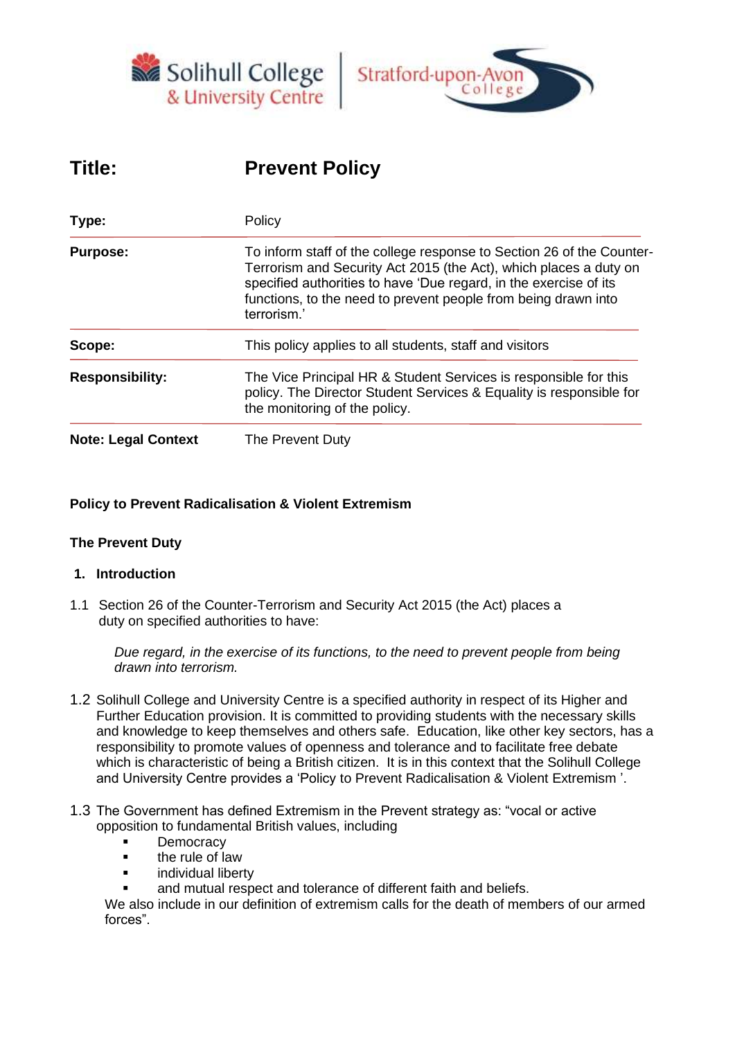# Title: Prevent Policy

| | |
|---|---|
| **Type:** | Policy |
| **Purpose:** | To inform staff of the college response to Section 26 of the Counter-Terrorism and Security Act 2015 (the Act), which places a duty on specified authorities to have 'Due regard, in the exercise of its functions, to the need to prevent people from being drawn into terrorism.' |
| **Scope:** | This policy applies to all students, staff and visitors |
| **Responsibility:** | The Vice Principal HR & Student Services is responsible for this policy. The Director Student Services & Equality is responsible for the monitoring of the policy. |
| **Note: Legal Context** | The Prevent Duty |

**Policy to Prevent Radicalisation & Violent Extremism**

**The Prevent Duty**

## 1. Introduction

1.1 Section 26 of the Counter-Terrorism and Security Act 2015 (the Act) places a duty on specified authorities to have:

*Due regard, in the exercise of its functions, to the need to prevent people from being drawn into terrorism.*

1.2 Solihull College and University Centre is a specified authority in respect of its Higher and Further Education provision. It is committed to providing students with the necessary skills and knowledge to keep themselves and others safe. Education, like other key sectors, has a responsibility to promote values of openness and tolerance and to facilitate free debate which is characteristic of being a British citizen. It is in this context that the Solihull College and University Centre provides a 'Policy to Prevent Radicalisation & Violent Extremism '.

1.3 The Government has defined Extremism in the Prevent strategy as: "vocal or active opposition to fundamental British values, including

- Democracy
- the rule of law
- individual liberty
- and mutual respect and tolerance of different faith and beliefs.

We also include in our definition of extremism calls for the death of members of our armed forces".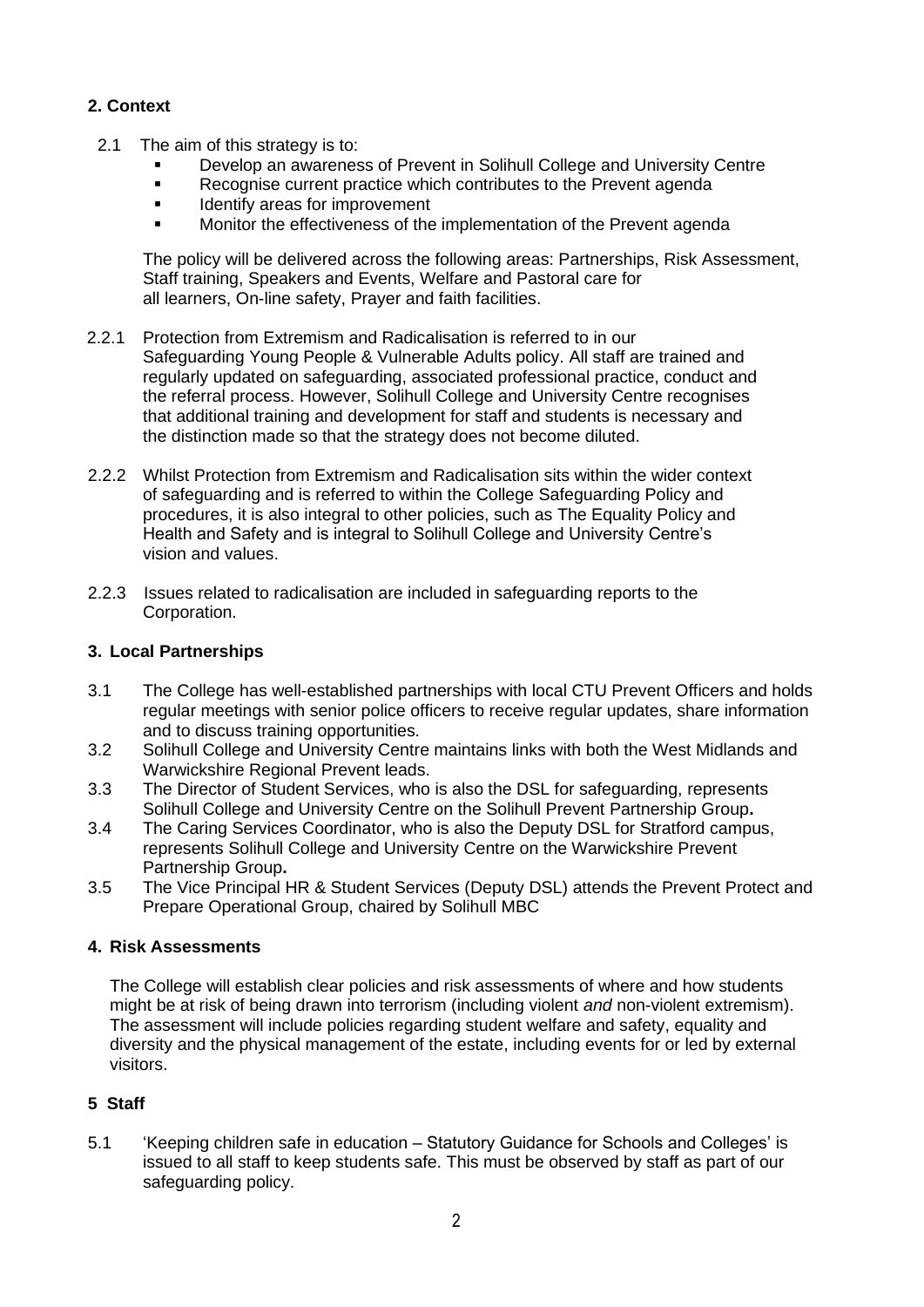## 2. Context

2.1 The aim of this strategy is to:

- Develop an awareness of Prevent in Solihull College and University Centre
- Recognise current practice which contributes to the Prevent agenda
- Identify areas for improvement
- Monitor the effectiveness of the implementation of the Prevent agenda

The policy will be delivered across the following areas: Partnerships, Risk Assessment, Staff training, Speakers and Events, Welfare and Pastoral care for all learners, On-line safety, Prayer and faith facilities.

2.2.1 Protection from Extremism and Radicalisation is referred to in our Safeguarding Young People & Vulnerable Adults policy. All staff are trained and regularly updated on safeguarding, associated professional practice, conduct and the referral process. However, Solihull College and University Centre recognises that additional training and development for staff and students is necessary and the distinction made so that the strategy does not become diluted.

2.2.2 Whilst Protection from Extremism and Radicalisation sits within the wider context of safeguarding and is referred to within the College Safeguarding Policy and procedures, it is also integral to other policies, such as The Equality Policy and Health and Safety and is integral to Solihull College and University Centre's vision and values.

2.2.3 Issues related to radicalisation are included in safeguarding reports to the Corporation.

## 3. Local Partnerships

3.1 The College has well-established partnerships with local CTU Prevent Officers and holds regular meetings with senior police officers to receive regular updates, share information and to discuss training opportunities.

3.2 Solihull College and University Centre maintains links with both the West Midlands and Warwickshire Regional Prevent leads.

3.3 The Director of Student Services, who is also the DSL for safeguarding, represents Solihull College and University Centre on the Solihull Prevent Partnership Group**.**

3.4 The Caring Services Coordinator, who is also the Deputy DSL for Stratford campus, represents Solihull College and University Centre on the Warwickshire Prevent Partnership Group**.**

3.5 The Vice Principal HR & Student Services (Deputy DSL) attends the Prevent Protect and Prepare Operational Group, chaired by Solihull MBC

## 4. Risk Assessments

The College will establish clear policies and risk assessments of where and how students might be at risk of being drawn into terrorism (including violent *and* non-violent extremism). The assessment will include policies regarding student welfare and safety, equality and diversity and the physical management of the estate, including events for or led by external visitors.

## 5 Staff

5.1 'Keeping children safe in education – Statutory Guidance for Schools and Colleges' is issued to all staff to keep students safe. This must be observed by staff as part of our safeguarding policy.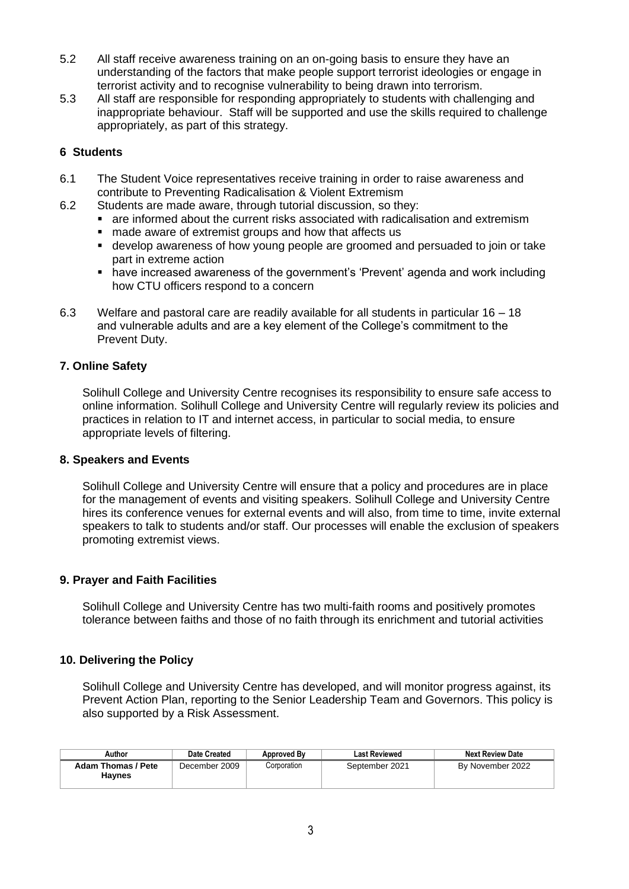5.2 All staff receive awareness training on an on-going basis to ensure they have an understanding of the factors that make people support terrorist ideologies or engage in terrorist activity and to recognise vulnerability to being drawn into terrorism.

5.3 All staff are responsible for responding appropriately to students with challenging and inappropriate behaviour. Staff will be supported and use the skills required to challenge appropriately, as part of this strategy.

## 6 Students

6.1 The Student Voice representatives receive training in order to raise awareness and contribute to Preventing Radicalisation & Violent Extremism

6.2 Students are made aware, through tutorial discussion, so they:

- are informed about the current risks associated with radicalisation and extremism
- made aware of extremist groups and how that affects us
- develop awareness of how young people are groomed and persuaded to join or take part in extreme action
- have increased awareness of the government's 'Prevent' agenda and work including how CTU officers respond to a concern

6.3 Welfare and pastoral care are readily available for all students in particular 16 – 18 and vulnerable adults and are a key element of the College's commitment to the Prevent Duty.

## 7. Online Safety

Solihull College and University Centre recognises its responsibility to ensure safe access to online information. Solihull College and University Centre will regularly review its policies and practices in relation to IT and internet access, in particular to social media, to ensure appropriate levels of filtering.

## 8. Speakers and Events

Solihull College and University Centre will ensure that a policy and procedures are in place for the management of events and visiting speakers. Solihull College and University Centre hires its conference venues for external events and will also, from time to time, invite external speakers to talk to students and/or staff. Our processes will enable the exclusion of speakers promoting extremist views.

## 9. Prayer and Faith Facilities

Solihull College and University Centre has two multi-faith rooms and positively promotes tolerance between faiths and those of no faith through its enrichment and tutorial activities

## 10. Delivering the Policy

Solihull College and University Centre has developed, and will monitor progress against, its Prevent Action Plan, reporting to the Senior Leadership Team and Governors. This policy is also supported by a Risk Assessment.

| Author | Date Created | Approved By | Last Reviewed | Next Review Date |
|---|---|---|---|---|
| **Adam Thomas / Pete Haynes** | December 2009 | Corporation | September 2021 | By November 2022 |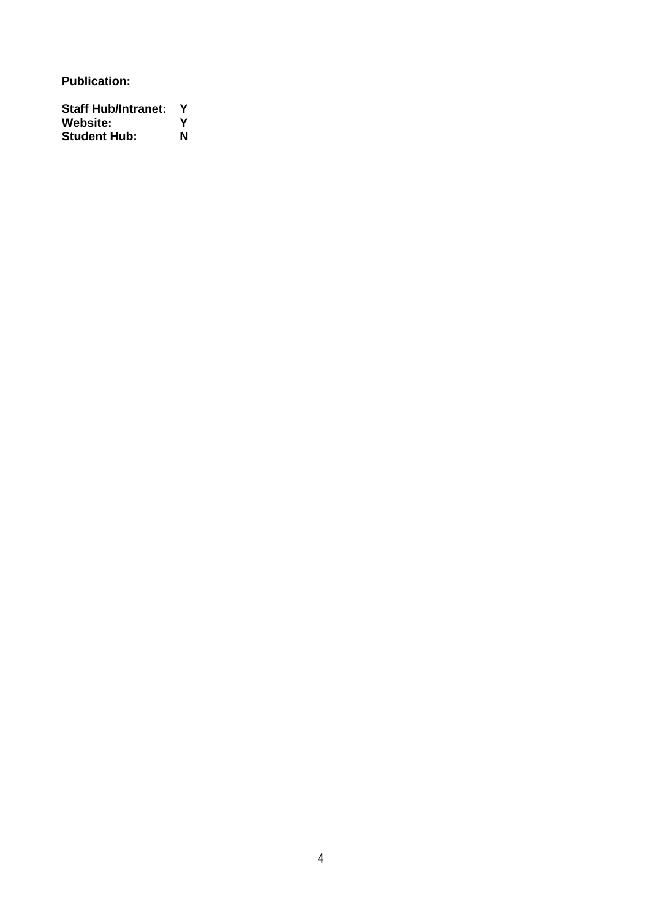**Publication:**

| | |
|---|---|
| **Staff Hub/Intranet:** | **Y** |
| **Website:** | **Y** |
| **Student Hub:** | **N** |